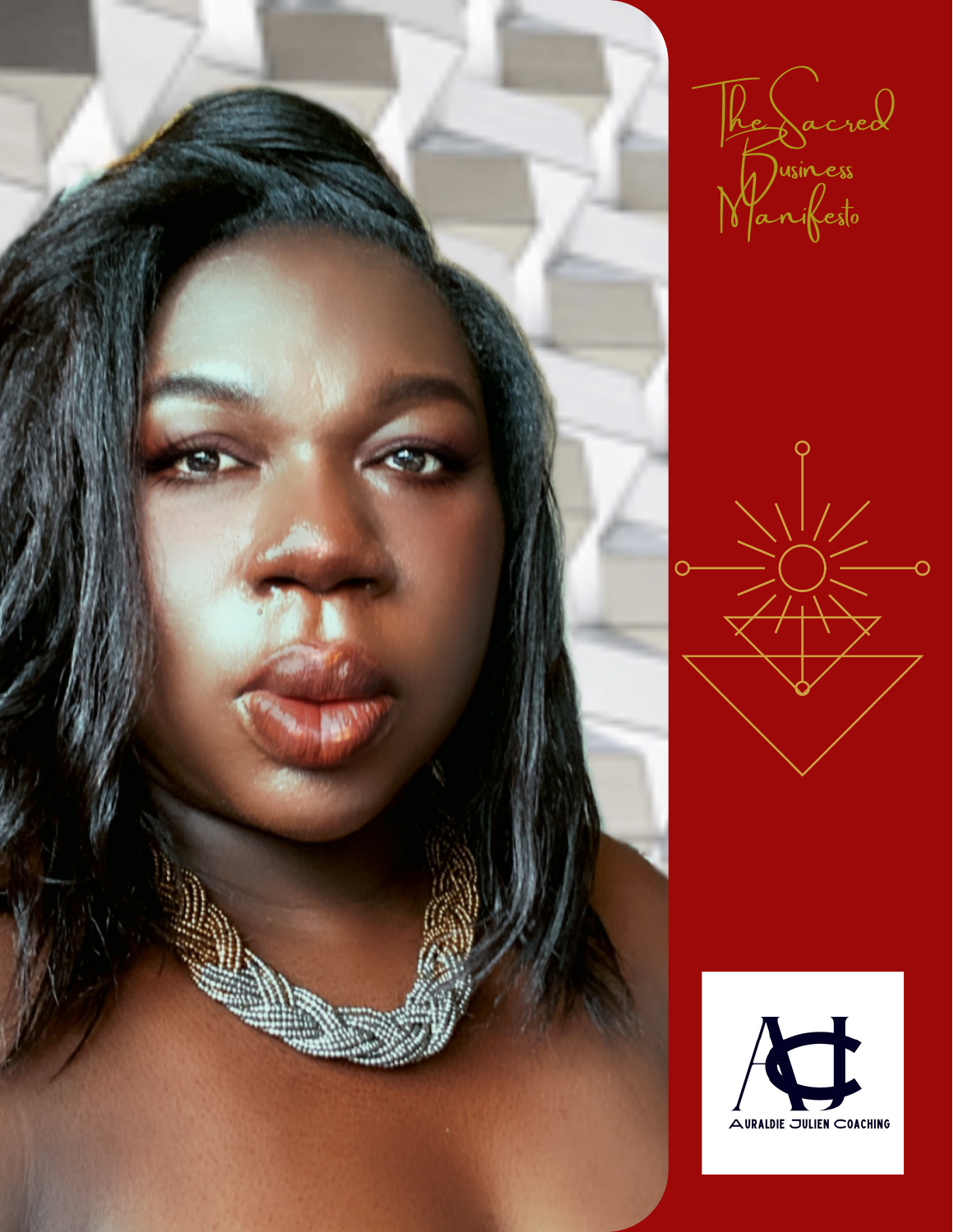# The Sacred Business Manifesto

Auraldie Julien Coaching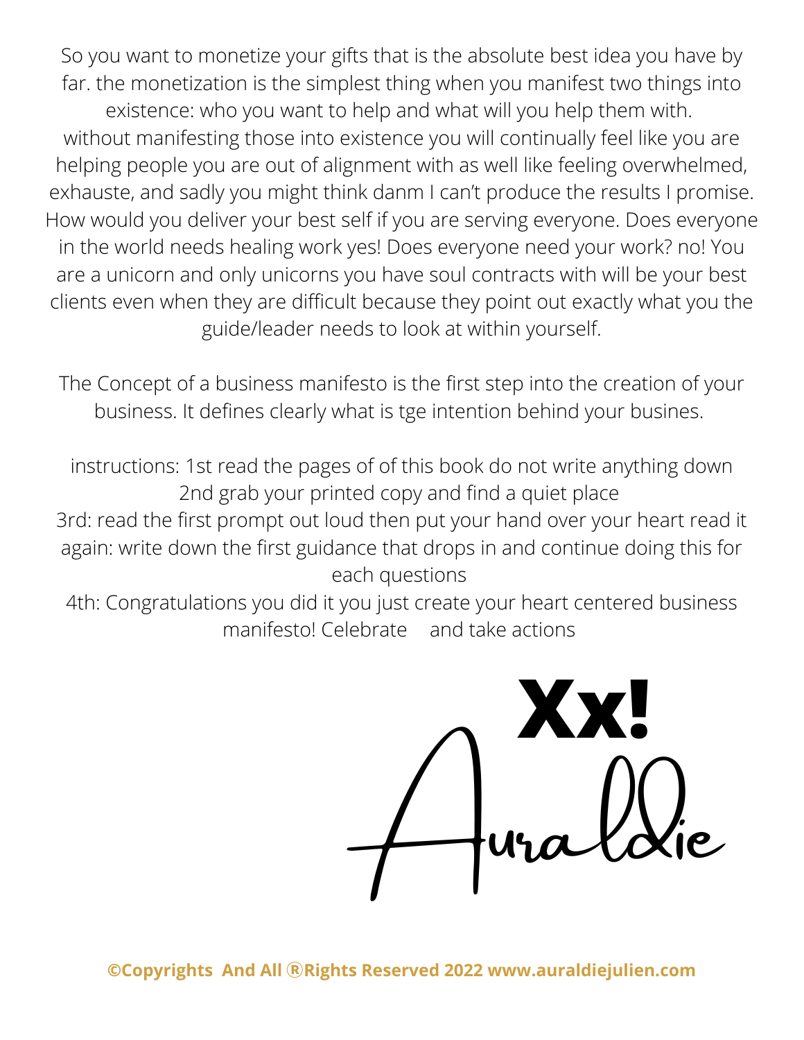So you want to monetize your gifts that is the absolute best idea you have by far. the monetization is the simplest thing when you manifest two things into existence: who you want to help and what will you help them with. without manifesting those into existence you will continually feel like you are helping people you are out of alignment with as well like feeling overwhelmed, exhauste, and sadly you might think danm I can't produce the results I promise. How would you deliver your best self if you are serving everyone. Does everyone in the world needs healing work yes! Does everyone need your work? no! You are a unicorn and only unicorns you have soul contracts with will be your best clients even when they are difficult because they point out exactly what you the guide/leader needs to look at within yourself.

The Concept of a business manifesto is the first step into the creation of your business. It defines clearly what is tge intention behind your busines.

instructions: 1st read the pages of of this book do not write anything down
2nd grab your printed copy and find a quiet place
3rd: read the first prompt out loud then put your hand over your heart read it again: write down the first guidance that drops in and continue doing this for each questions
4th: Congratulations you did it you just create your heart centered business manifesto! Celebrate and take actions

**Xx!**

Auraldie

**©Copyrights And All ®Rights Reserved 2022 www.auraldiejulien.com**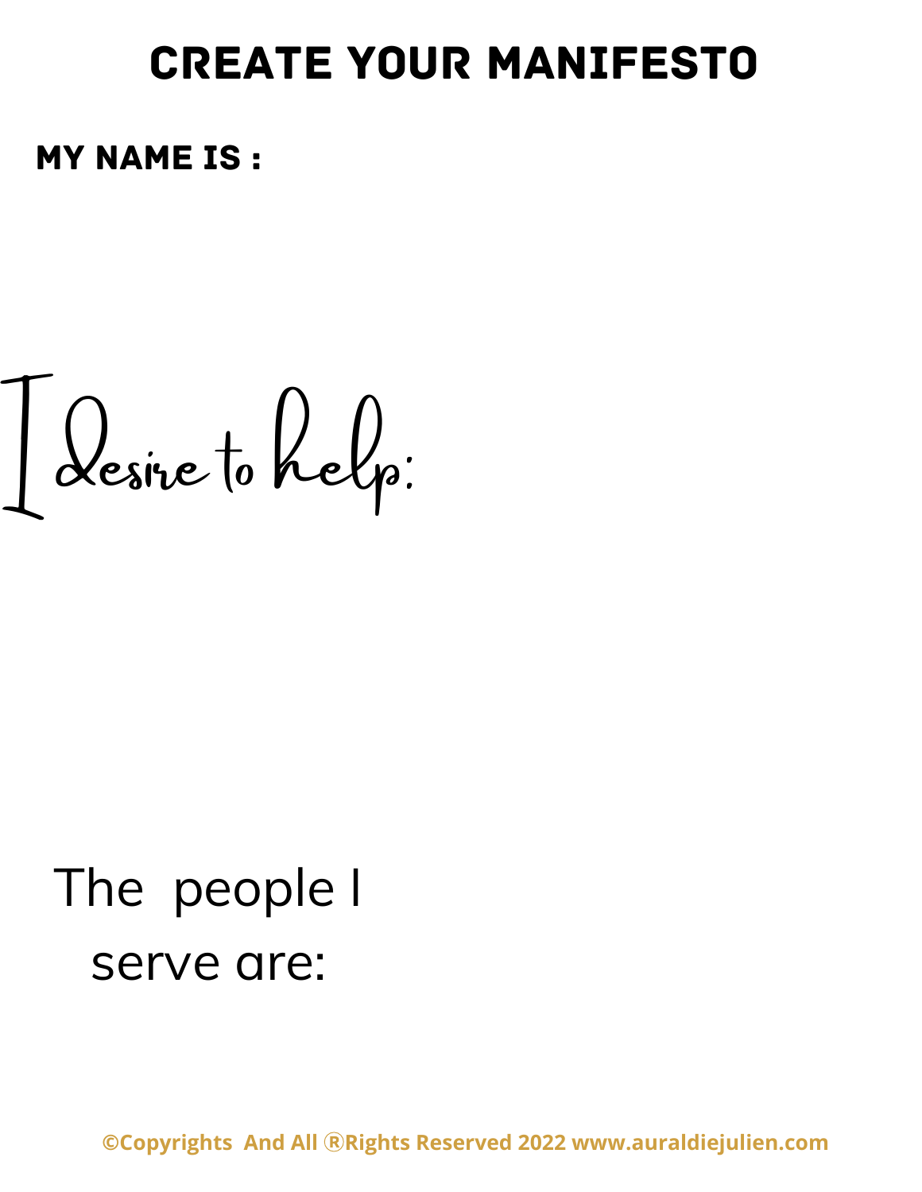# CREATE YOUR MANIFESTO

**MY NAME IS :**

*I desire to help:*

The people I serve are:

**©Copyrights And All ®Rights Reserved 2022 www.auraldiejulien.com**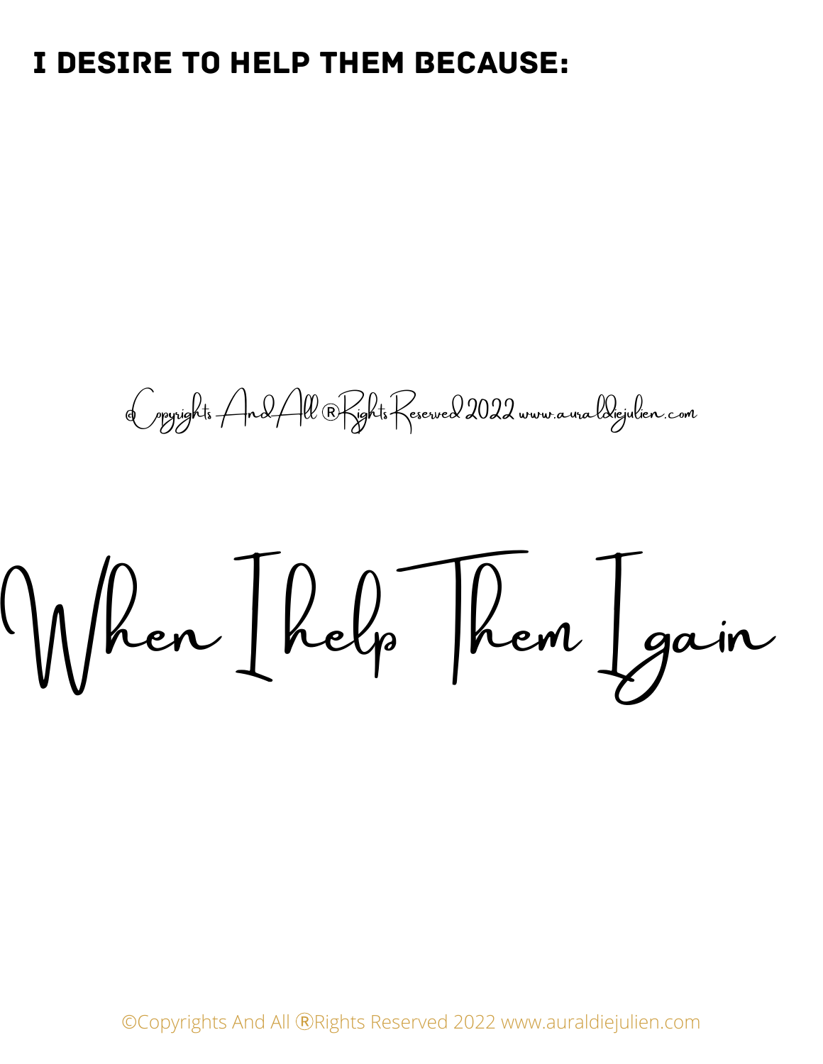## I DESIRE TO HELP THEM BECAUSE:

©Copyrights And All ®Rights Reserved 2022 www.auraldiejulien.com

# When I help Them I gain

©Copyrights And All ®Rights Reserved 2022 www.auraldiejulien.com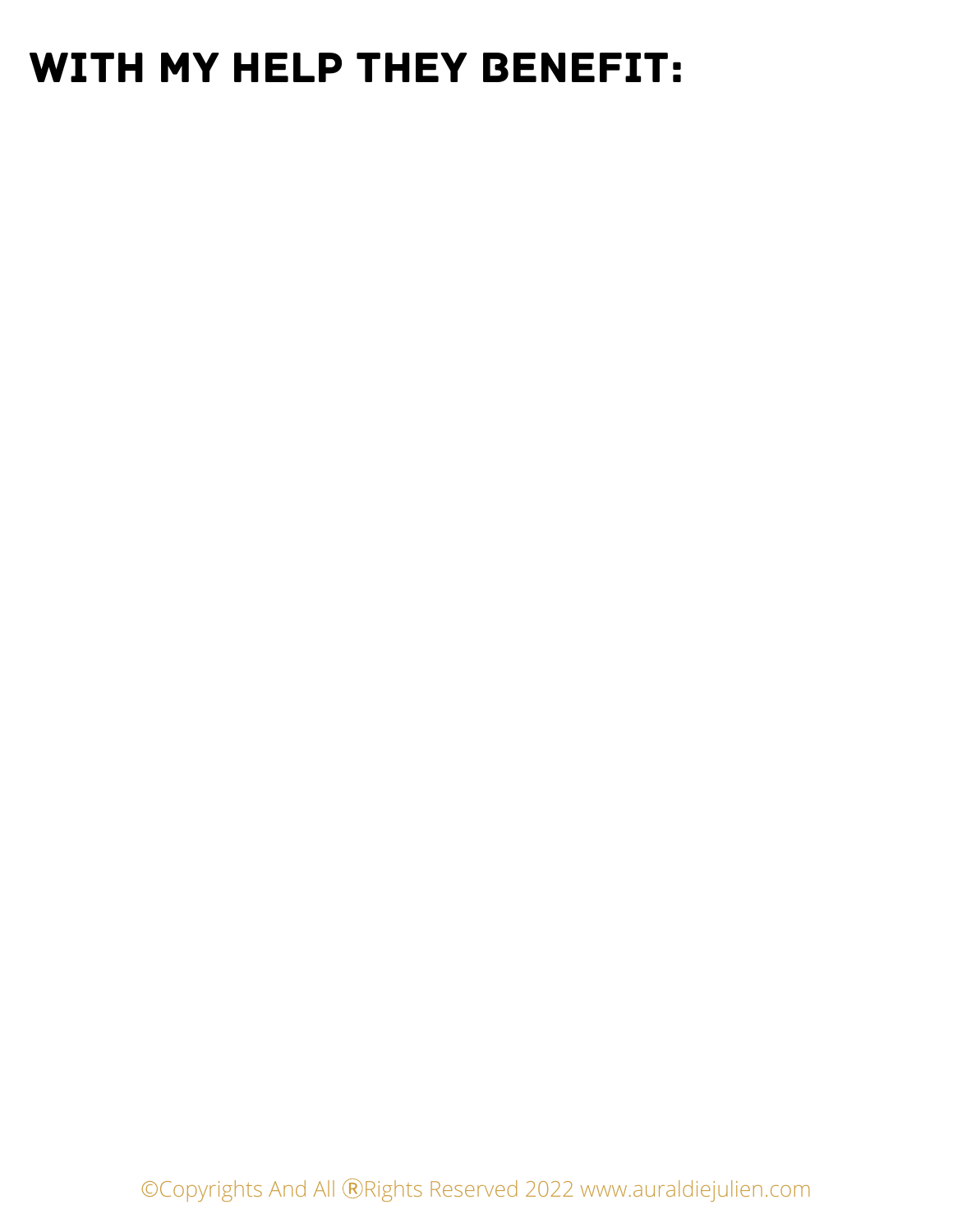# WITH MY HELP THEY BENEFIT: